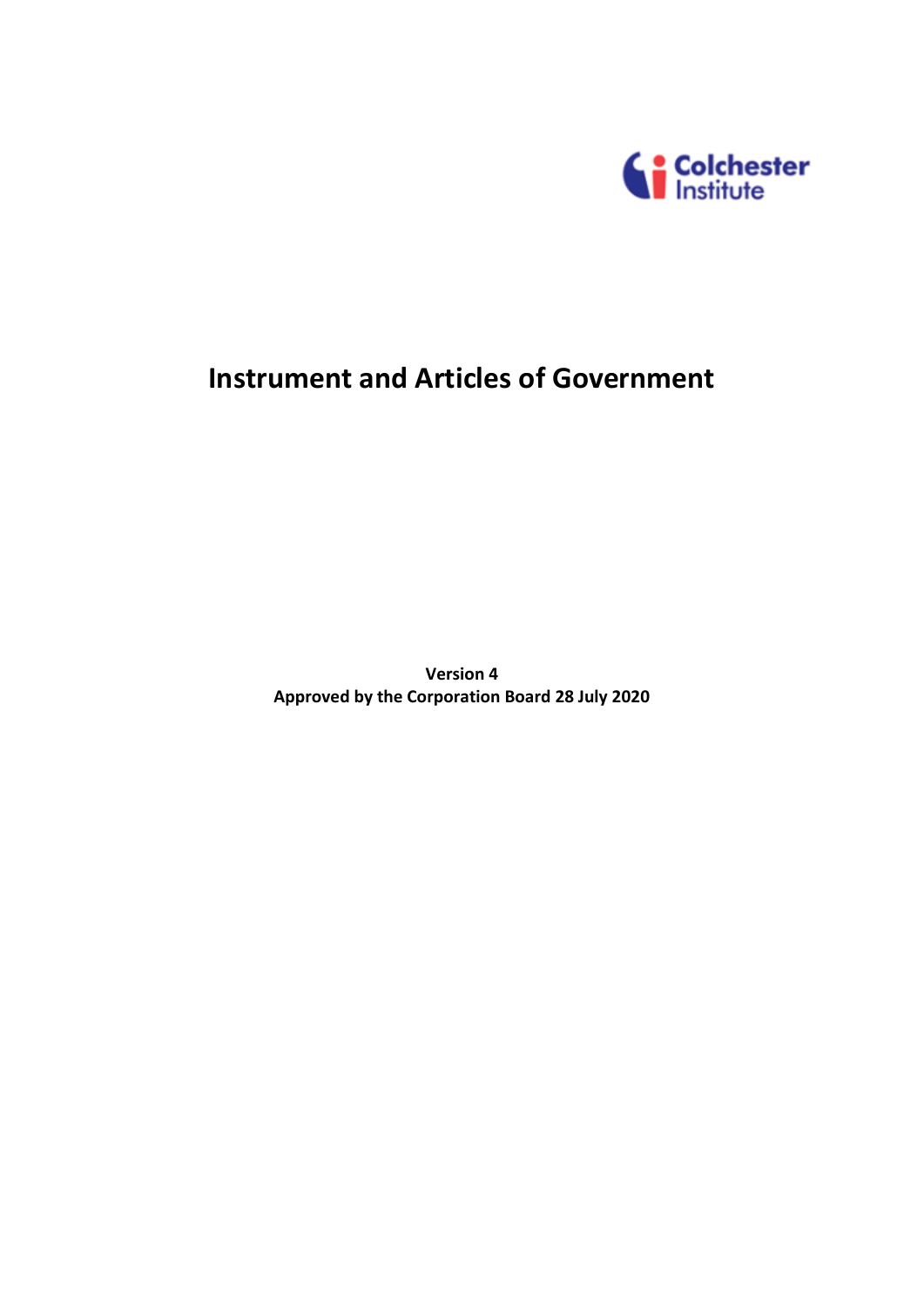Colchester Institute

# Instrument and Articles of Government

**Version 4**
**Approved by the Corporation Board 28 July 2020**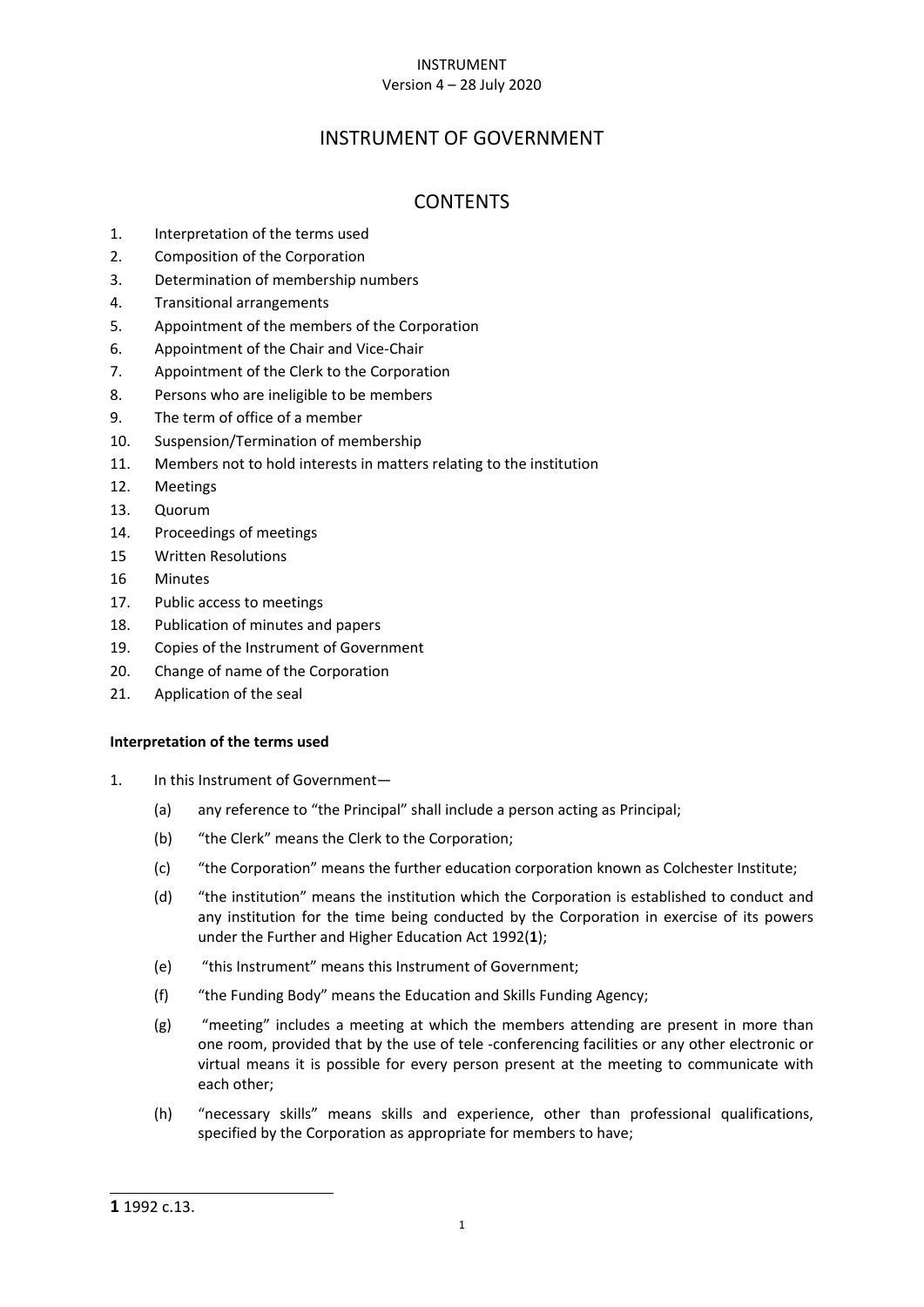# INSTRUMENT OF GOVERNMENT

## CONTENTS

1. Interpretation of the terms used
2. Composition of the Corporation
3. Determination of membership numbers
4. Transitional arrangements
5. Appointment of the members of the Corporation
6. Appointment of the Chair and Vice-Chair
7. Appointment of the Clerk to the Corporation
8. Persons who are ineligible to be members
9. The term of office of a member
10. Suspension/Termination of membership
11. Members not to hold interests in matters relating to the institution
12. Meetings
13. Quorum
14. Proceedings of meetings
15. Written Resolutions
16. Minutes
17. Public access to meetings
18. Publication of minutes and papers
19. Copies of the Instrument of Government
20. Change of name of the Corporation
21. Application of the seal

**Interpretation of the terms used**

1. In this Instrument of Government—

   (a) any reference to "the Principal" shall include a person acting as Principal;

   (b) "the Clerk" means the Clerk to the Corporation;

   (c) "the Corporation" means the further education corporation known as Colchester Institute;

   (d) "the institution" means the institution which the Corporation is established to conduct and any institution for the time being conducted by the Corporation in exercise of its powers under the Further and Higher Education Act 1992(**1**);

   (e) "this Instrument" means this Instrument of Government;

   (f) "the Funding Body" means the Education and Skills Funding Agency;

   (g) "meeting" includes a meeting at which the members attending are present in more than one room, provided that by the use of tele -conferencing facilities or any other electronic or virtual means it is possible for every person present at the meeting to communicate with each other;

   (h) "necessary skills" means skills and experience, other than professional qualifications, specified by the Corporation as appropriate for members to have;

---

**1** 1992 c.13.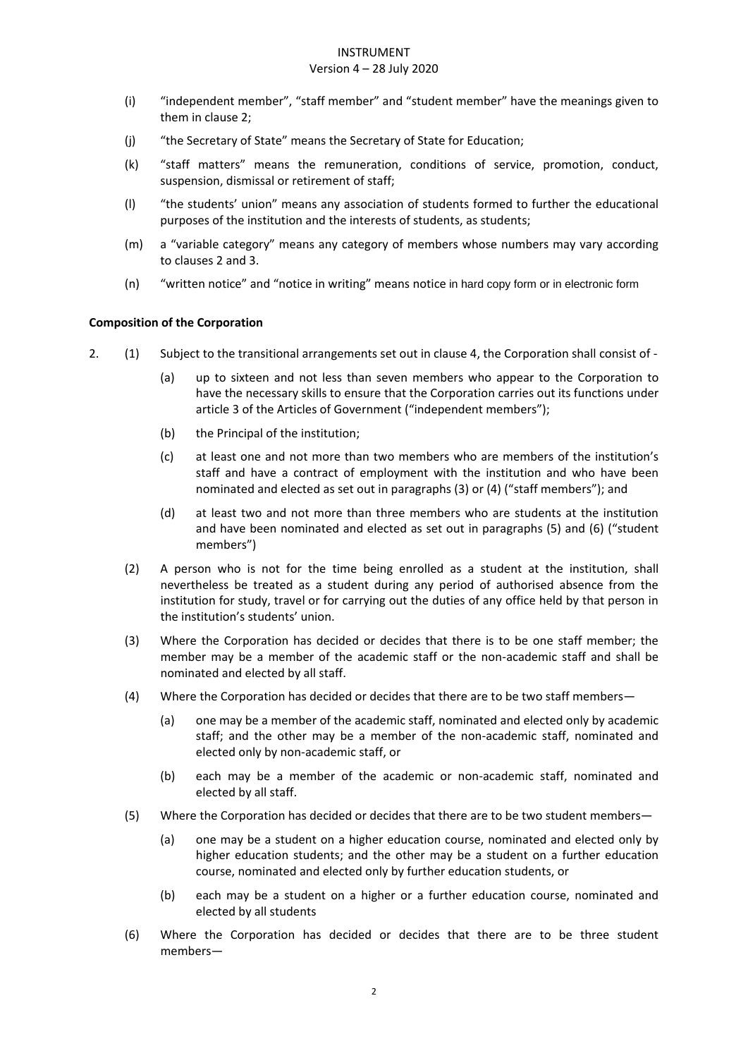(i) "independent member", "staff member" and "student member" have the meanings given to them in clause 2;

(j) "the Secretary of State" means the Secretary of State for Education;

(k) "staff matters" means the remuneration, conditions of service, promotion, conduct, suspension, dismissal or retirement of staff;

(l) "the students' union" means any association of students formed to further the educational purposes of the institution and the interests of students, as students;

(m) a "variable category" means any category of members whose numbers may vary according to clauses 2 and 3.

(n) "written notice" and "notice in writing" means notice in hard copy form or in electronic form

**Composition of the Corporation**

2. (1) Subject to the transitional arrangements set out in clause 4, the Corporation shall consist of -

   (a) up to sixteen and not less than seven members who appear to the Corporation to have the necessary skills to ensure that the Corporation carries out its functions under article 3 of the Articles of Government ("independent members");

   (b) the Principal of the institution;

   (c) at least one and not more than two members who are members of the institution's staff and have a contract of employment with the institution and who have been nominated and elected as set out in paragraphs (3) or (4) ("staff members"); and

   (d) at least two and not more than three members who are students at the institution and have been nominated and elected as set out in paragraphs (5) and (6) ("student members")

(2) A person who is not for the time being enrolled as a student at the institution, shall nevertheless be treated as a student during any period of authorised absence from the institution for study, travel or for carrying out the duties of any office held by that person in the institution's students' union.

(3) Where the Corporation has decided or decides that there is to be one staff member; the member may be a member of the academic staff or the non-academic staff and shall be nominated and elected by all staff.

(4) Where the Corporation has decided or decides that there are to be two staff members—

   (a) one may be a member of the academic staff, nominated and elected only by academic staff; and the other may be a member of the non-academic staff, nominated and elected only by non-academic staff, or

   (b) each may be a member of the academic or non-academic staff, nominated and elected by all staff.

(5) Where the Corporation has decided or decides that there are to be two student members—

   (a) one may be a student on a higher education course, nominated and elected only by higher education students; and the other may be a student on a further education course, nominated and elected only by further education students, or

   (b) each may be a student on a higher or a further education course, nominated and elected by all students

(6) Where the Corporation has decided or decides that there are to be three student members—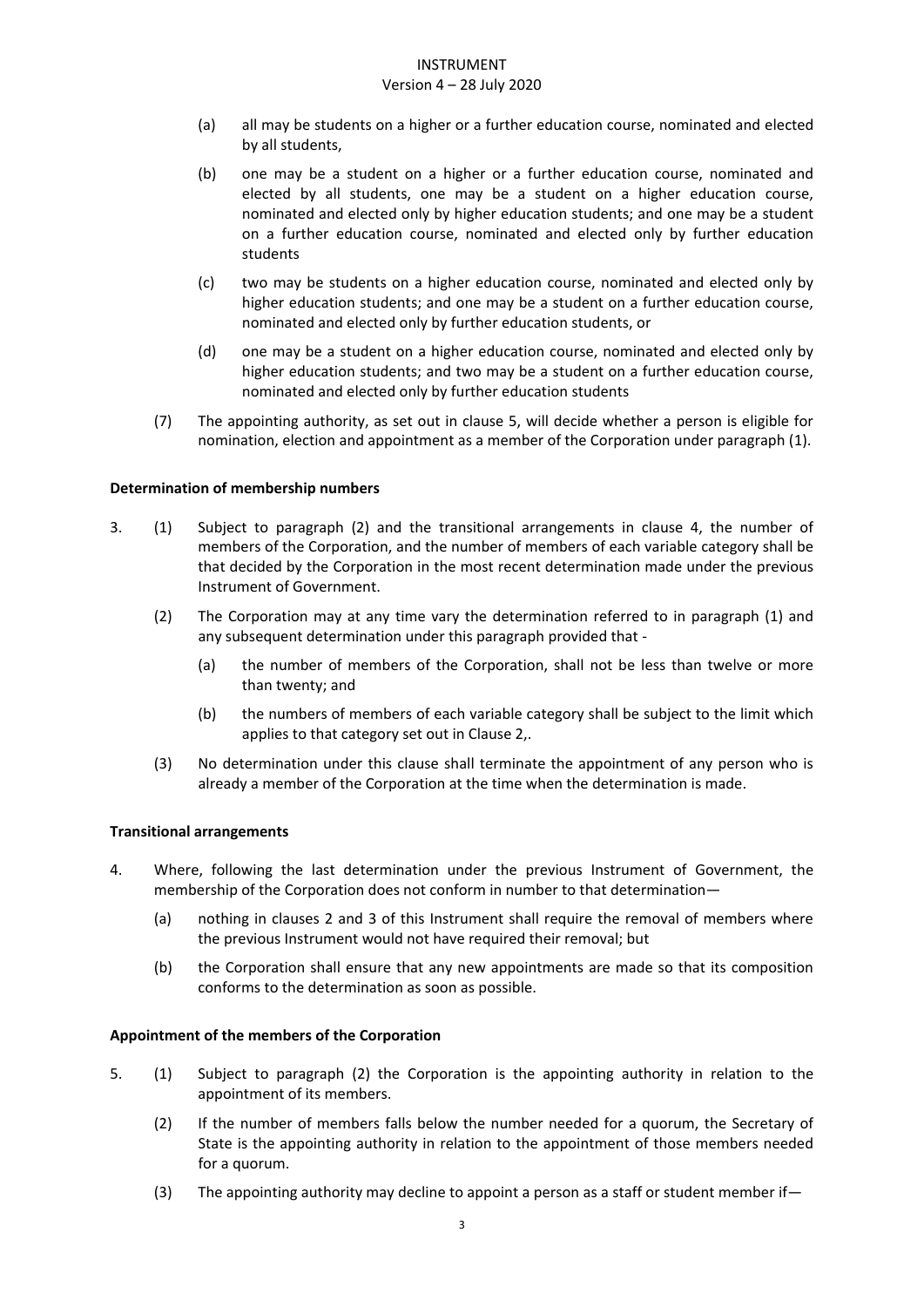(a) all may be students on a higher or a further education course, nominated and elected by all students,

(b) one may be a student on a higher or a further education course, nominated and elected by all students, one may be a student on a higher education course, nominated and elected only by higher education students; and one may be a student on a further education course, nominated and elected only by further education students

(c) two may be students on a higher education course, nominated and elected only by higher education students; and one may be a student on a further education course, nominated and elected only by further education students, or

(d) one may be a student on a higher education course, nominated and elected only by higher education students; and two may be a student on a further education course, nominated and elected only by further education students

(7) The appointing authority, as set out in clause 5, will decide whether a person is eligible for nomination, election and appointment as a member of the Corporation under paragraph (1).

**Determination of membership numbers**

3. (1) Subject to paragraph (2) and the transitional arrangements in clause 4, the number of members of the Corporation, and the number of members of each variable category shall be that decided by the Corporation in the most recent determination made under the previous Instrument of Government.

   (2) The Corporation may at any time vary the determination referred to in paragraph (1) and any subsequent determination under this paragraph provided that -

   (a) the number of members of the Corporation, shall not be less than twelve or more than twenty; and

   (b) the numbers of members of each variable category shall be subject to the limit which applies to that category set out in Clause 2,.

   (3) No determination under this clause shall terminate the appointment of any person who is already a member of the Corporation at the time when the determination is made.

**Transitional arrangements**

4. Where, following the last determination under the previous Instrument of Government, the membership of the Corporation does not conform in number to that determination—

   (a) nothing in clauses 2 and 3 of this Instrument shall require the removal of members where the previous Instrument would not have required their removal; but

   (b) the Corporation shall ensure that any new appointments are made so that its composition conforms to the determination as soon as possible.

**Appointment of the members of the Corporation**

5. (1) Subject to paragraph (2) the Corporation is the appointing authority in relation to the appointment of its members.

   (2) If the number of members falls below the number needed for a quorum, the Secretary of State is the appointing authority in relation to the appointment of those members needed for a quorum.

   (3) The appointing authority may decline to appoint a person as a staff or student member if—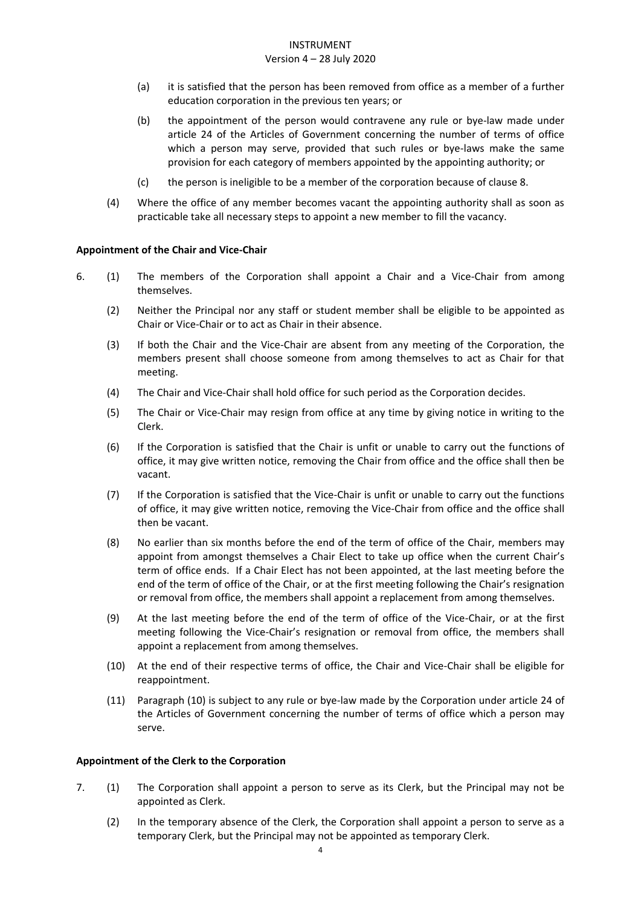(a) it is satisfied that the person has been removed from office as a member of a further education corporation in the previous ten years; or

(b) the appointment of the person would contravene any rule or bye-law made under article 24 of the Articles of Government concerning the number of terms of office which a person may serve, provided that such rules or bye-laws make the same provision for each category of members appointed by the appointing authority; or

(c) the person is ineligible to be a member of the corporation because of clause 8.

(4) Where the office of any member becomes vacant the appointing authority shall as soon as practicable take all necessary steps to appoint a new member to fill the vacancy.

**Appointment of the Chair and Vice-Chair**

6. (1) The members of the Corporation shall appoint a Chair and a Vice-Chair from among themselves.

(2) Neither the Principal nor any staff or student member shall be eligible to be appointed as Chair or Vice-Chair or to act as Chair in their absence.

(3) If both the Chair and the Vice-Chair are absent from any meeting of the Corporation, the members present shall choose someone from among themselves to act as Chair for that meeting.

(4) The Chair and Vice-Chair shall hold office for such period as the Corporation decides.

(5) The Chair or Vice-Chair may resign from office at any time by giving notice in writing to the Clerk.

(6) If the Corporation is satisfied that the Chair is unfit or unable to carry out the functions of office, it may give written notice, removing the Chair from office and the office shall then be vacant.

(7) If the Corporation is satisfied that the Vice-Chair is unfit or unable to carry out the functions of office, it may give written notice, removing the Vice-Chair from office and the office shall then be vacant.

(8) No earlier than six months before the end of the term of office of the Chair, members may appoint from amongst themselves a Chair Elect to take up office when the current Chair's term of office ends. If a Chair Elect has not been appointed, at the last meeting before the end of the term of office of the Chair, or at the first meeting following the Chair's resignation or removal from office, the members shall appoint a replacement from among themselves.

(9) At the last meeting before the end of the term of office of the Vice-Chair, or at the first meeting following the Vice-Chair's resignation or removal from office, the members shall appoint a replacement from among themselves.

(10) At the end of their respective terms of office, the Chair and Vice-Chair shall be eligible for reappointment.

(11) Paragraph (10) is subject to any rule or bye-law made by the Corporation under article 24 of the Articles of Government concerning the number of terms of office which a person may serve.

**Appointment of the Clerk to the Corporation**

7. (1) The Corporation shall appoint a person to serve as its Clerk, but the Principal may not be appointed as Clerk.

(2) In the temporary absence of the Clerk, the Corporation shall appoint a person to serve as a temporary Clerk, but the Principal may not be appointed as temporary Clerk.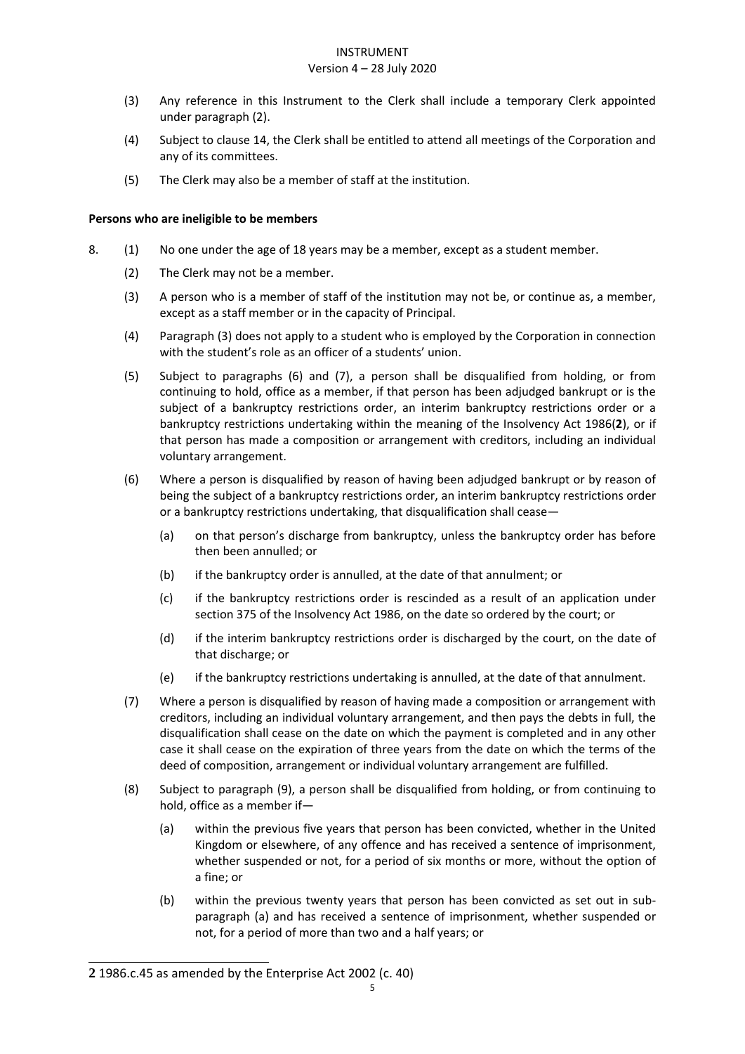(3) Any reference in this Instrument to the Clerk shall include a temporary Clerk appointed under paragraph (2).

(4) Subject to clause 14, the Clerk shall be entitled to attend all meetings of the Corporation and any of its committees.

(5) The Clerk may also be a member of staff at the institution.

**Persons who are ineligible to be members**

8. (1) No one under the age of 18 years may be a member, except as a student member.

(2) The Clerk may not be a member.

(3) A person who is a member of staff of the institution may not be, or continue as, a member, except as a staff member or in the capacity of Principal.

(4) Paragraph (3) does not apply to a student who is employed by the Corporation in connection with the student's role as an officer of a students' union.

(5) Subject to paragraphs (6) and (7), a person shall be disqualified from holding, or from continuing to hold, office as a member, if that person has been adjudged bankrupt or is the subject of a bankruptcy restrictions order, an interim bankruptcy restrictions order or a bankruptcy restrictions undertaking within the meaning of the Insolvency Act 1986(**2**), or if that person has made a composition or arrangement with creditors, including an individual voluntary arrangement.

(6) Where a person is disqualified by reason of having been adjudged bankrupt or by reason of being the subject of a bankruptcy restrictions order, an interim bankruptcy restrictions order or a bankruptcy restrictions undertaking, that disqualification shall cease—

(a) on that person's discharge from bankruptcy, unless the bankruptcy order has before then been annulled; or

(b) if the bankruptcy order is annulled, at the date of that annulment; or

(c) if the bankruptcy restrictions order is rescinded as a result of an application under section 375 of the Insolvency Act 1986, on the date so ordered by the court; or

(d) if the interim bankruptcy restrictions order is discharged by the court, on the date of that discharge; or

(e) if the bankruptcy restrictions undertaking is annulled, at the date of that annulment.

(7) Where a person is disqualified by reason of having made a composition or arrangement with creditors, including an individual voluntary arrangement, and then pays the debts in full, the disqualification shall cease on the date on which the payment is completed and in any other case it shall cease on the expiration of three years from the date on which the terms of the deed of composition, arrangement or individual voluntary arrangement are fulfilled.

(8) Subject to paragraph (9), a person shall be disqualified from holding, or from continuing to hold, office as a member if—

(a) within the previous five years that person has been convicted, whether in the United Kingdom or elsewhere, of any offence and has received a sentence of imprisonment, whether suspended or not, for a period of six months or more, without the option of a fine; or

(b) within the previous twenty years that person has been convicted as set out in sub-paragraph (a) and has received a sentence of imprisonment, whether suspended or not, for a period of more than two and a half years; or

---

**2** 1986.c.45 as amended by the Enterprise Act 2002 (c. 40)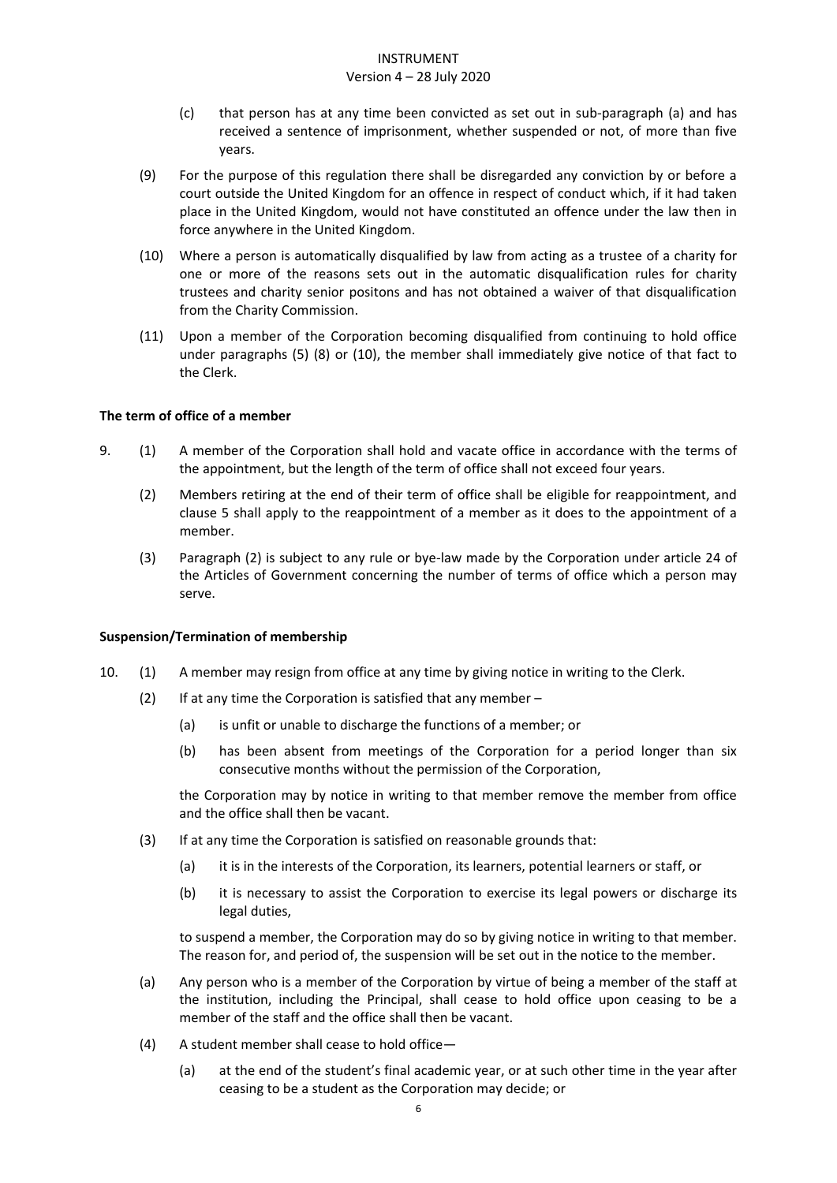(c) that person has at any time been convicted as set out in sub-paragraph (a) and has received a sentence of imprisonment, whether suspended or not, of more than five years.

(9) For the purpose of this regulation there shall be disregarded any conviction by or before a court outside the United Kingdom for an offence in respect of conduct which, if it had taken place in the United Kingdom, would not have constituted an offence under the law then in force anywhere in the United Kingdom.

(10) Where a person is automatically disqualified by law from acting as a trustee of a charity for one or more of the reasons sets out in the automatic disqualification rules for charity trustees and charity senior positons and has not obtained a waiver of that disqualification from the Charity Commission.

(11) Upon a member of the Corporation becoming disqualified from continuing to hold office under paragraphs (5) (8) or (10), the member shall immediately give notice of that fact to the Clerk.

**The term of office of a member**

9. (1) A member of the Corporation shall hold and vacate office in accordance with the terms of the appointment, but the length of the term of office shall not exceed four years.

(2) Members retiring at the end of their term of office shall be eligible for reappointment, and clause 5 shall apply to the reappointment of a member as it does to the appointment of a member.

(3) Paragraph (2) is subject to any rule or bye-law made by the Corporation under article 24 of the Articles of Government concerning the number of terms of office which a person may serve.

**Suspension/Termination of membership**

10. (1) A member may resign from office at any time by giving notice in writing to the Clerk.

(2) If at any time the Corporation is satisfied that any member –

(a) is unfit or unable to discharge the functions of a member; or

(b) has been absent from meetings of the Corporation for a period longer than six consecutive months without the permission of the Corporation,

the Corporation may by notice in writing to that member remove the member from office and the office shall then be vacant.

(3) If at any time the Corporation is satisfied on reasonable grounds that:

(a) it is in the interests of the Corporation, its learners, potential learners or staff, or

(b) it is necessary to assist the Corporation to exercise its legal powers or discharge its legal duties,

to suspend a member, the Corporation may do so by giving notice in writing to that member. The reason for, and period of, the suspension will be set out in the notice to the member.

(a) Any person who is a member of the Corporation by virtue of being a member of the staff at the institution, including the Principal, shall cease to hold office upon ceasing to be a member of the staff and the office shall then be vacant.

(4) A student member shall cease to hold office—

(a) at the end of the student's final academic year, or at such other time in the year after ceasing to be a student as the Corporation may decide; or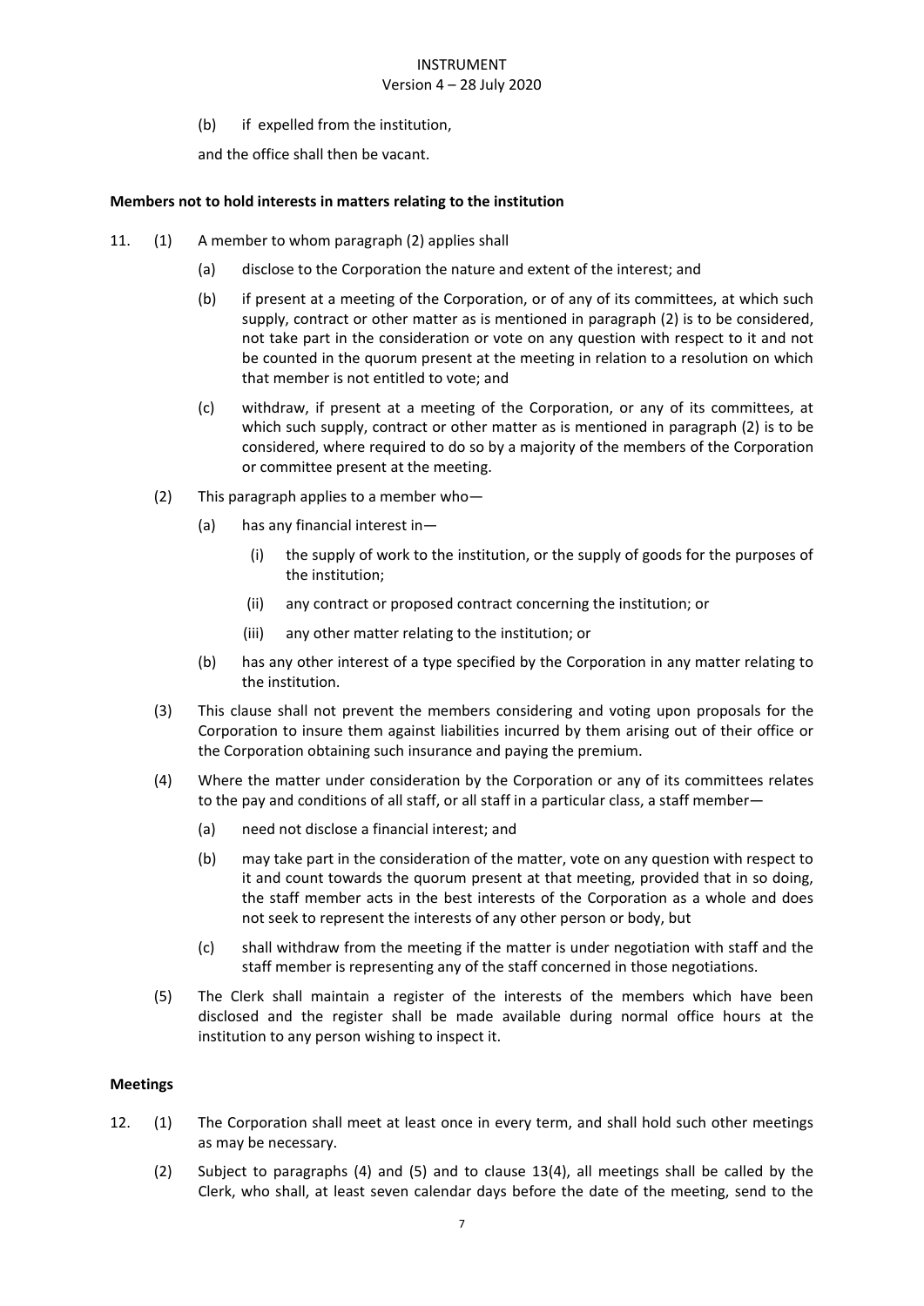(b) if expelled from the institution,

and the office shall then be vacant.

**Members not to hold interests in matters relating to the institution**

11. (1) A member to whom paragraph (2) applies shall

    (a) disclose to the Corporation the nature and extent of the interest; and

    (b) if present at a meeting of the Corporation, or of any of its committees, at which such supply, contract or other matter as is mentioned in paragraph (2) is to be considered, not take part in the consideration or vote on any question with respect to it and not be counted in the quorum present at the meeting in relation to a resolution on which that member is not entitled to vote; and

    (c) withdraw, if present at a meeting of the Corporation, or any of its committees, at which such supply, contract or other matter as is mentioned in paragraph (2) is to be considered, where required to do so by a majority of the members of the Corporation or committee present at the meeting.

(2) This paragraph applies to a member who—

    (a) has any financial interest in—

        (i) the supply of work to the institution, or the supply of goods for the purposes of the institution;

        (ii) any contract or proposed contract concerning the institution; or

        (iii) any other matter relating to the institution; or

    (b) has any other interest of a type specified by the Corporation in any matter relating to the institution.

(3) This clause shall not prevent the members considering and voting upon proposals for the Corporation to insure them against liabilities incurred by them arising out of their office or the Corporation obtaining such insurance and paying the premium.

(4) Where the matter under consideration by the Corporation or any of its committees relates to the pay and conditions of all staff, or all staff in a particular class, a staff member—

    (a) need not disclose a financial interest; and

    (b) may take part in the consideration of the matter, vote on any question with respect to it and count towards the quorum present at that meeting, provided that in so doing, the staff member acts in the best interests of the Corporation as a whole and does not seek to represent the interests of any other person or body, but

    (c) shall withdraw from the meeting if the matter is under negotiation with staff and the staff member is representing any of the staff concerned in those negotiations.

(5) The Clerk shall maintain a register of the interests of the members which have been disclosed and the register shall be made available during normal office hours at the institution to any person wishing to inspect it.

**Meetings**

12. (1) The Corporation shall meet at least once in every term, and shall hold such other meetings as may be necessary.

(2) Subject to paragraphs (4) and (5) and to clause 13(4), all meetings shall be called by the Clerk, who shall, at least seven calendar days before the date of the meeting, send to the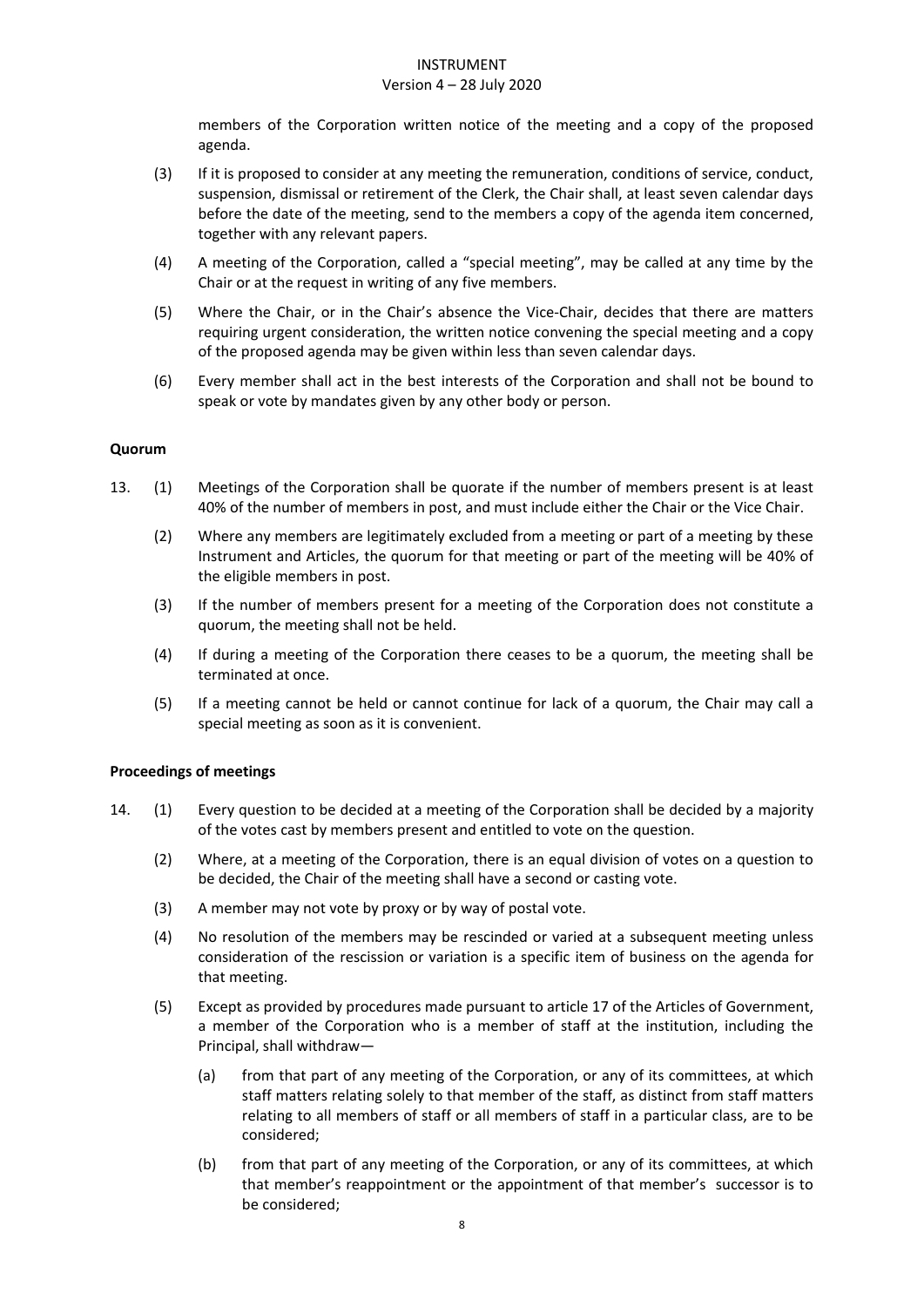members of the Corporation written notice of the meeting and a copy of the proposed agenda.

(3) If it is proposed to consider at any meeting the remuneration, conditions of service, conduct, suspension, dismissal or retirement of the Clerk, the Chair shall, at least seven calendar days before the date of the meeting, send to the members a copy of the agenda item concerned, together with any relevant papers.

(4) A meeting of the Corporation, called a "special meeting", may be called at any time by the Chair or at the request in writing of any five members.

(5) Where the Chair, or in the Chair's absence the Vice-Chair, decides that there are matters requiring urgent consideration, the written notice convening the special meeting and a copy of the proposed agenda may be given within less than seven calendar days.

(6) Every member shall act in the best interests of the Corporation and shall not be bound to speak or vote by mandates given by any other body or person.

**Quorum**

13. (1) Meetings of the Corporation shall be quorate if the number of members present is at least 40% of the number of members in post, and must include either the Chair or the Vice Chair.

(2) Where any members are legitimately excluded from a meeting or part of a meeting by these Instrument and Articles, the quorum for that meeting or part of the meeting will be 40% of the eligible members in post.

(3) If the number of members present for a meeting of the Corporation does not constitute a quorum, the meeting shall not be held.

(4) If during a meeting of the Corporation there ceases to be a quorum, the meeting shall be terminated at once.

(5) If a meeting cannot be held or cannot continue for lack of a quorum, the Chair may call a special meeting as soon as it is convenient.

**Proceedings of meetings**

14. (1) Every question to be decided at a meeting of the Corporation shall be decided by a majority of the votes cast by members present and entitled to vote on the question.

(2) Where, at a meeting of the Corporation, there is an equal division of votes on a question to be decided, the Chair of the meeting shall have a second or casting vote.

(3) A member may not vote by proxy or by way of postal vote.

(4) No resolution of the members may be rescinded or varied at a subsequent meeting unless consideration of the rescission or variation is a specific item of business on the agenda for that meeting.

(5) Except as provided by procedures made pursuant to article 17 of the Articles of Government, a member of the Corporation who is a member of staff at the institution, including the Principal, shall withdraw—

(a) from that part of any meeting of the Corporation, or any of its committees, at which staff matters relating solely to that member of the staff, as distinct from staff matters relating to all members of staff or all members of staff in a particular class, are to be considered;

(b) from that part of any meeting of the Corporation, or any of its committees, at which that member's reappointment or the appointment of that member's successor is to be considered;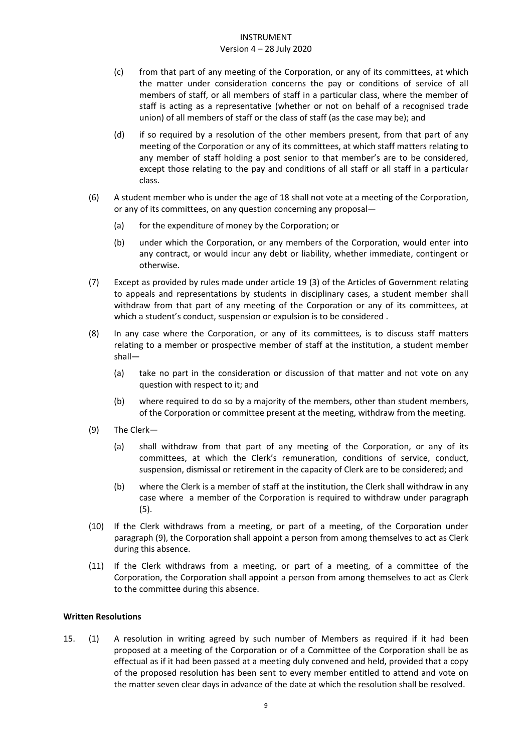(c) from that part of any meeting of the Corporation, or any of its committees, at which the matter under consideration concerns the pay or conditions of service of all members of staff, or all members of staff in a particular class, where the member of staff is acting as a representative (whether or not on behalf of a recognised trade union) of all members of staff or the class of staff (as the case may be); and

(d) if so required by a resolution of the other members present, from that part of any meeting of the Corporation or any of its committees, at which staff matters relating to any member of staff holding a post senior to that member's are to be considered, except those relating to the pay and conditions of all staff or all staff in a particular class.

(6) A student member who is under the age of 18 shall not vote at a meeting of the Corporation, or any of its committees, on any question concerning any proposal—

(a) for the expenditure of money by the Corporation; or

(b) under which the Corporation, or any members of the Corporation, would enter into any contract, or would incur any debt or liability, whether immediate, contingent or otherwise.

(7) Except as provided by rules made under article 19 (3) of the Articles of Government relating to appeals and representations by students in disciplinary cases, a student member shall withdraw from that part of any meeting of the Corporation or any of its committees, at which a student's conduct, suspension or expulsion is to be considered .

(8) In any case where the Corporation, or any of its committees, is to discuss staff matters relating to a member or prospective member of staff at the institution, a student member shall—

(a) take no part in the consideration or discussion of that matter and not vote on any question with respect to it; and

(b) where required to do so by a majority of the members, other than student members, of the Corporation or committee present at the meeting, withdraw from the meeting.

(9) The Clerk—

(a) shall withdraw from that part of any meeting of the Corporation, or any of its committees, at which the Clerk's remuneration, conditions of service, conduct, suspension, dismissal or retirement in the capacity of Clerk are to be considered; and

(b) where the Clerk is a member of staff at the institution, the Clerk shall withdraw in any case where a member of the Corporation is required to withdraw under paragraph (5).

(10) If the Clerk withdraws from a meeting, or part of a meeting, of the Corporation under paragraph (9), the Corporation shall appoint a person from among themselves to act as Clerk during this absence.

(11) If the Clerk withdraws from a meeting, or part of a meeting, of a committee of the Corporation, the Corporation shall appoint a person from among themselves to act as Clerk to the committee during this absence.

**Written Resolutions**

15. (1) A resolution in writing agreed by such number of Members as required if it had been proposed at a meeting of the Corporation or of a Committee of the Corporation shall be as effectual as if it had been passed at a meeting duly convened and held, provided that a copy of the proposed resolution has been sent to every member entitled to attend and vote on the matter seven clear days in advance of the date at which the resolution shall be resolved.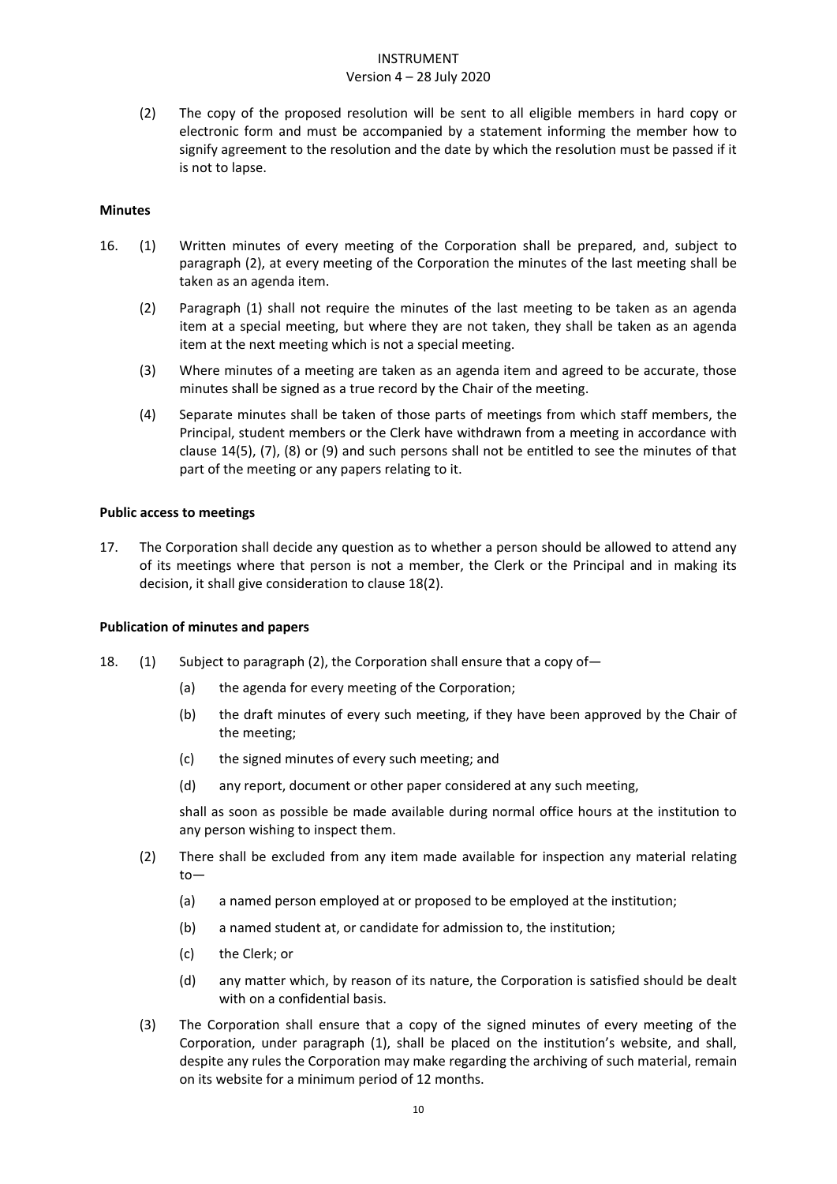(2) The copy of the proposed resolution will be sent to all eligible members in hard copy or electronic form and must be accompanied by a statement informing the member how to signify agreement to the resolution and the date by which the resolution must be passed if it is not to lapse.

**Minutes**

16. (1) Written minutes of every meeting of the Corporation shall be prepared, and, subject to paragraph (2), at every meeting of the Corporation the minutes of the last meeting shall be taken as an agenda item.

(2) Paragraph (1) shall not require the minutes of the last meeting to be taken as an agenda item at a special meeting, but where they are not taken, they shall be taken as an agenda item at the next meeting which is not a special meeting.

(3) Where minutes of a meeting are taken as an agenda item and agreed to be accurate, those minutes shall be signed as a true record by the Chair of the meeting.

(4) Separate minutes shall be taken of those parts of meetings from which staff members, the Principal, student members or the Clerk have withdrawn from a meeting in accordance with clause 14(5), (7), (8) or (9) and such persons shall not be entitled to see the minutes of that part of the meeting or any papers relating to it.

**Public access to meetings**

17. The Corporation shall decide any question as to whether a person should be allowed to attend any of its meetings where that person is not a member, the Clerk or the Principal and in making its decision, it shall give consideration to clause 18(2).

**Publication of minutes and papers**

18. (1) Subject to paragraph (2), the Corporation shall ensure that a copy of—

(a) the agenda for every meeting of the Corporation;

(b) the draft minutes of every such meeting, if they have been approved by the Chair of the meeting;

(c) the signed minutes of every such meeting; and

(d) any report, document or other paper considered at any such meeting,

shall as soon as possible be made available during normal office hours at the institution to any person wishing to inspect them.

(2) There shall be excluded from any item made available for inspection any material relating to—

(a) a named person employed at or proposed to be employed at the institution;

(b) a named student at, or candidate for admission to, the institution;

(c) the Clerk; or

(d) any matter which, by reason of its nature, the Corporation is satisfied should be dealt with on a confidential basis.

(3) The Corporation shall ensure that a copy of the signed minutes of every meeting of the Corporation, under paragraph (1), shall be placed on the institution's website, and shall, despite any rules the Corporation may make regarding the archiving of such material, remain on its website for a minimum period of 12 months.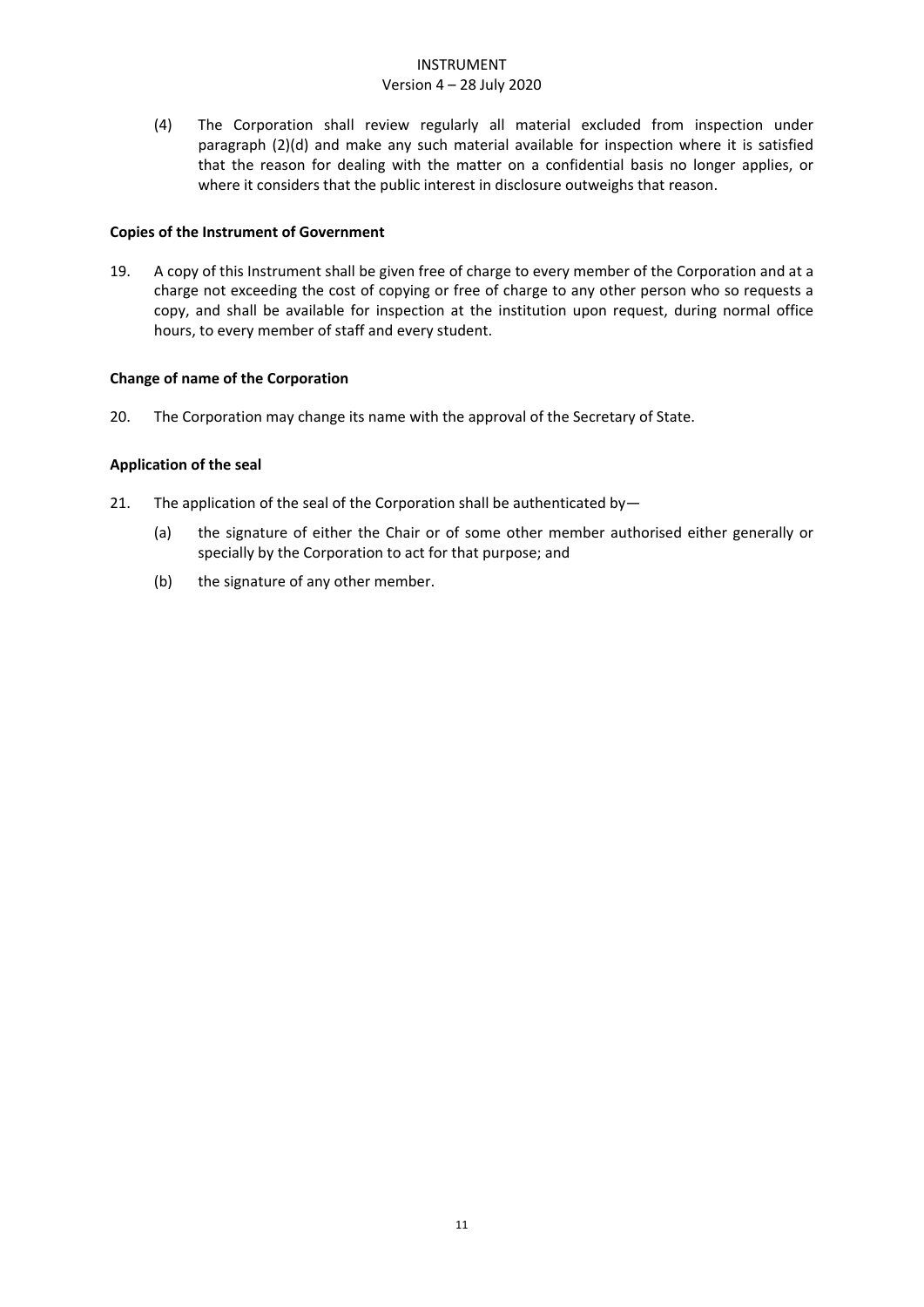(4) The Corporation shall review regularly all material excluded from inspection under paragraph (2)(d) and make any such material available for inspection where it is satisfied that the reason for dealing with the matter on a confidential basis no longer applies, or where it considers that the public interest in disclosure outweighs that reason.

**Copies of the Instrument of Government**

19. A copy of this Instrument shall be given free of charge to every member of the Corporation and at a charge not exceeding the cost of copying or free of charge to any other person who so requests a copy, and shall be available for inspection at the institution upon request, during normal office hours, to every member of staff and every student.

**Change of name of the Corporation**

20. The Corporation may change its name with the approval of the Secretary of State.

**Application of the seal**

21. The application of the seal of the Corporation shall be authenticated by—

(a) the signature of either the Chair or of some other member authorised either generally or specially by the Corporation to act for that purpose; and

(b) the signature of any other member.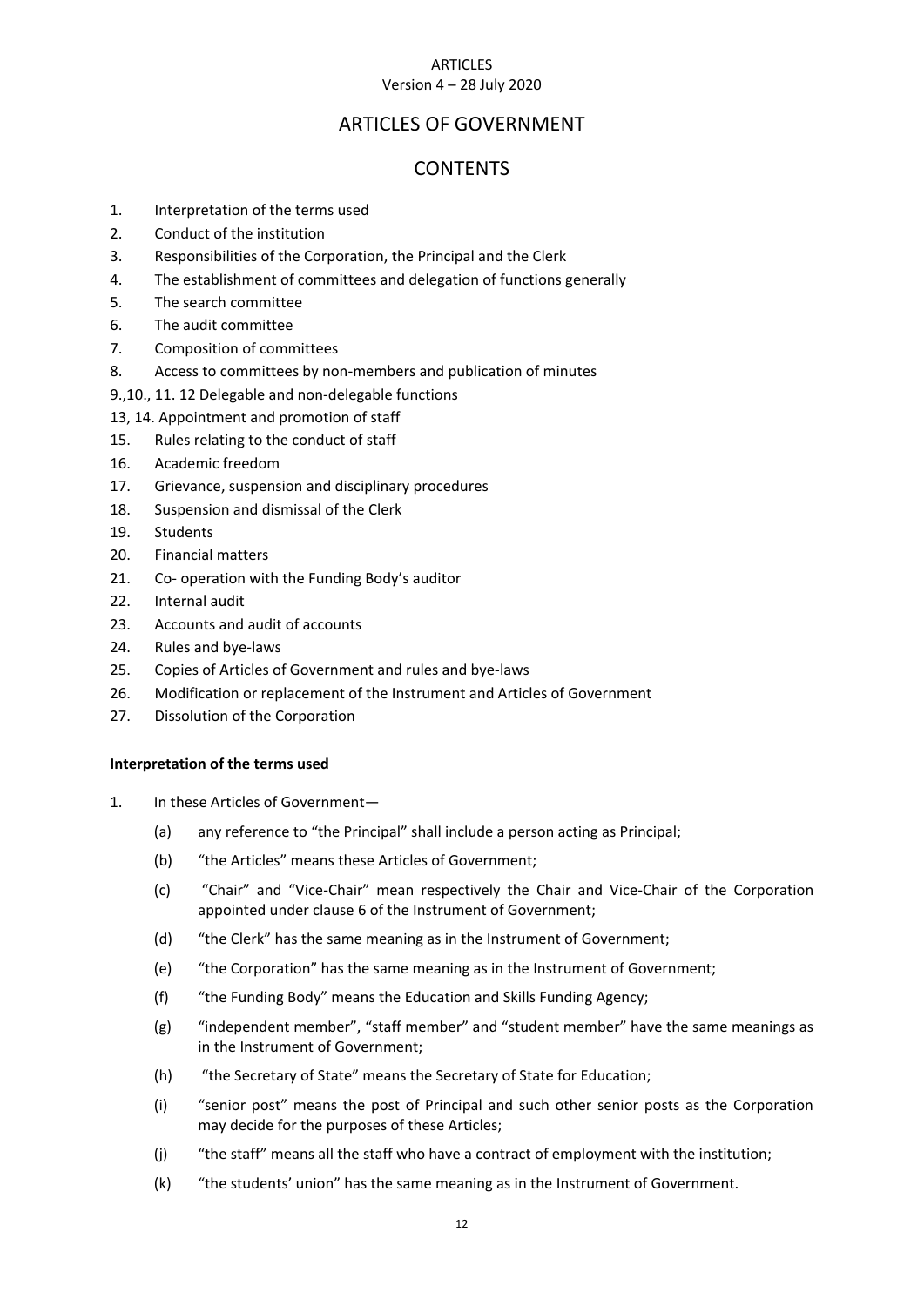# ARTICLES OF GOVERNMENT

## CONTENTS

1. Interpretation of the terms used
2. Conduct of the institution
3. Responsibilities of the Corporation, the Principal and the Clerk
4. The establishment of committees and delegation of functions generally
5. The search committee
6. The audit committee
7. Composition of committees
8. Access to committees by non-members and publication of minutes

9.,10., 11. 12 Delegable and non-delegable functions

13, 14. Appointment and promotion of staff

15. Rules relating to the conduct of staff
16. Academic freedom
17. Grievance, suspension and disciplinary procedures
18. Suspension and dismissal of the Clerk
19. Students
20. Financial matters
21. Co- operation with the Funding Body's auditor
22. Internal audit
23. Accounts and audit of accounts
24. Rules and bye-laws
25. Copies of Articles of Government and rules and bye-laws
26. Modification or replacement of the Instrument and Articles of Government
27. Dissolution of the Corporation

**Interpretation of the terms used**

1. In these Articles of Government—

   (a) any reference to "the Principal" shall include a person acting as Principal;

   (b) "the Articles" means these Articles of Government;

   (c) "Chair" and "Vice-Chair" mean respectively the Chair and Vice-Chair of the Corporation appointed under clause 6 of the Instrument of Government;

   (d) "the Clerk" has the same meaning as in the Instrument of Government;

   (e) "the Corporation" has the same meaning as in the Instrument of Government;

   (f) "the Funding Body" means the Education and Skills Funding Agency;

   (g) "independent member", "staff member" and "student member" have the same meanings as in the Instrument of Government;

   (h) "the Secretary of State" means the Secretary of State for Education;

   (i) "senior post" means the post of Principal and such other senior posts as the Corporation may decide for the purposes of these Articles;

   (j) "the staff" means all the staff who have a contract of employment with the institution;

   (k) "the students' union" has the same meaning as in the Instrument of Government.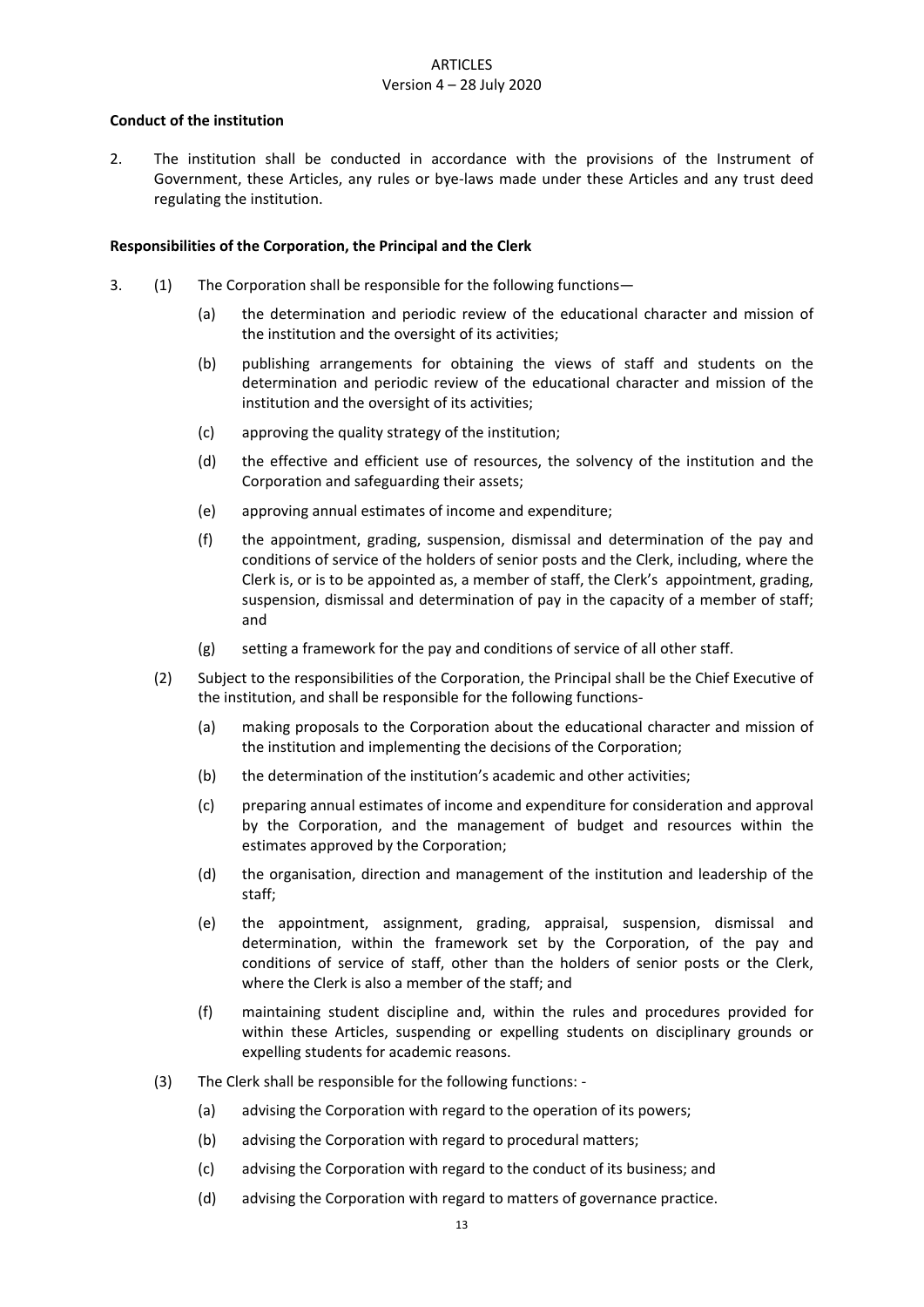**Conduct of the institution**

2. The institution shall be conducted in accordance with the provisions of the Instrument of Government, these Articles, any rules or bye-laws made under these Articles and any trust deed regulating the institution.

**Responsibilities of the Corporation, the Principal and the Clerk**

3. (1) The Corporation shall be responsible for the following functions—

   (a) the determination and periodic review of the educational character and mission of the institution and the oversight of its activities;

   (b) publishing arrangements for obtaining the views of staff and students on the determination and periodic review of the educational character and mission of the institution and the oversight of its activities;

   (c) approving the quality strategy of the institution;

   (d) the effective and efficient use of resources, the solvency of the institution and the Corporation and safeguarding their assets;

   (e) approving annual estimates of income and expenditure;

   (f) the appointment, grading, suspension, dismissal and determination of the pay and conditions of service of the holders of senior posts and the Clerk, including, where the Clerk is, or is to be appointed as, a member of staff, the Clerk's appointment, grading, suspension, dismissal and determination of pay in the capacity of a member of staff; and

   (g) setting a framework for the pay and conditions of service of all other staff.

   (2) Subject to the responsibilities of the Corporation, the Principal shall be the Chief Executive of the institution, and shall be responsible for the following functions-

   (a) making proposals to the Corporation about the educational character and mission of the institution and implementing the decisions of the Corporation;

   (b) the determination of the institution's academic and other activities;

   (c) preparing annual estimates of income and expenditure for consideration and approval by the Corporation, and the management of budget and resources within the estimates approved by the Corporation;

   (d) the organisation, direction and management of the institution and leadership of the staff;

   (e) the appointment, assignment, grading, appraisal, suspension, dismissal and determination, within the framework set by the Corporation, of the pay and conditions of service of staff, other than the holders of senior posts or the Clerk, where the Clerk is also a member of the staff; and

   (f) maintaining student discipline and, within the rules and procedures provided for within these Articles, suspending or expelling students on disciplinary grounds or expelling students for academic reasons.

   (3) The Clerk shall be responsible for the following functions: -

   (a) advising the Corporation with regard to the operation of its powers;

   (b) advising the Corporation with regard to procedural matters;

   (c) advising the Corporation with regard to the conduct of its business; and

   (d) advising the Corporation with regard to matters of governance practice.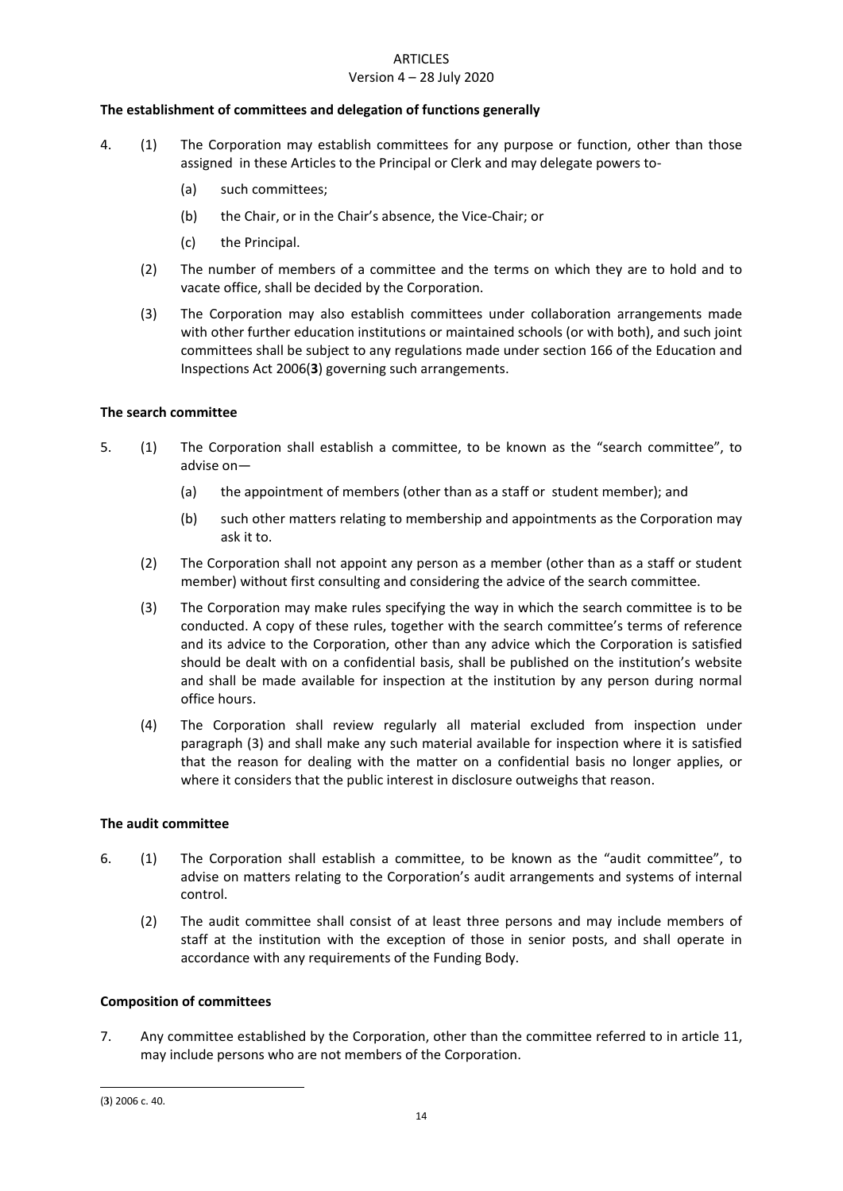**The establishment of committees and delegation of functions generally**

4. (1) The Corporation may establish committees for any purpose or function, other than those assigned in these Articles to the Principal or Clerk and may delegate powers to-

   (a) such committees;

   (b) the Chair, or in the Chair's absence, the Vice-Chair; or

   (c) the Principal.

   (2) The number of members of a committee and the terms on which they are to hold and to vacate office, shall be decided by the Corporation.

   (3) The Corporation may also establish committees under collaboration arrangements made with other further education institutions or maintained schools (or with both), and such joint committees shall be subject to any regulations made under section 166 of the Education and Inspections Act 2006(**3**) governing such arrangements.

**The search committee**

5. (1) The Corporation shall establish a committee, to be known as the "search committee", to advise on—

   (a) the appointment of members (other than as a staff or student member); and

   (b) such other matters relating to membership and appointments as the Corporation may ask it to.

   (2) The Corporation shall not appoint any person as a member (other than as a staff or student member) without first consulting and considering the advice of the search committee.

   (3) The Corporation may make rules specifying the way in which the search committee is to be conducted. A copy of these rules, together with the search committee's terms of reference and its advice to the Corporation, other than any advice which the Corporation is satisfied should be dealt with on a confidential basis, shall be published on the institution's website and shall be made available for inspection at the institution by any person during normal office hours.

   (4) The Corporation shall review regularly all material excluded from inspection under paragraph (3) and shall make any such material available for inspection where it is satisfied that the reason for dealing with the matter on a confidential basis no longer applies, or where it considers that the public interest in disclosure outweighs that reason.

**The audit committee**

6. (1) The Corporation shall establish a committee, to be known as the "audit committee", to advise on matters relating to the Corporation's audit arrangements and systems of internal control.

   (2) The audit committee shall consist of at least three persons and may include members of staff at the institution with the exception of those in senior posts, and shall operate in accordance with any requirements of the Funding Body.

**Composition of committees**

7. Any committee established by the Corporation, other than the committee referred to in article 11, may include persons who are not members of the Corporation.

---

(**3**) 2006 c. 40.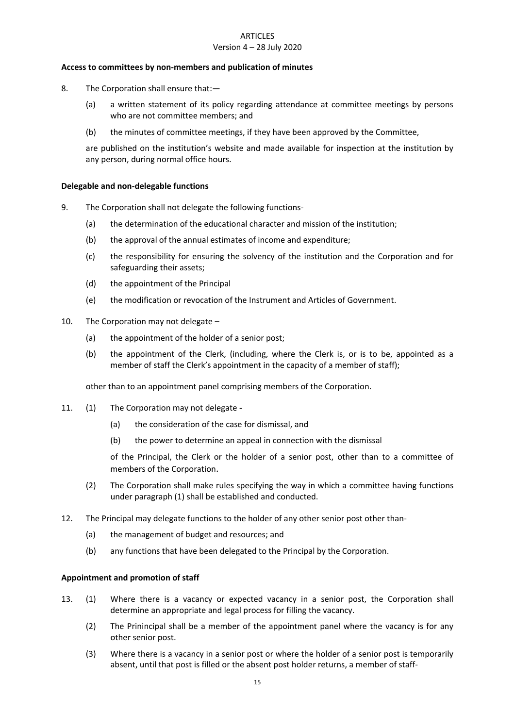**Access to committees by non-members and publication of minutes**

8. The Corporation shall ensure that:—

    (a) a written statement of its policy regarding attendance at committee meetings by persons who are not committee members; and

    (b) the minutes of committee meetings, if they have been approved by the Committee,

    are published on the institution's website and made available for inspection at the institution by any person, during normal office hours.

**Delegable and non-delegable functions**

9. The Corporation shall not delegate the following functions-

    (a) the determination of the educational character and mission of the institution;

    (b) the approval of the annual estimates of income and expenditure;

    (c) the responsibility for ensuring the solvency of the institution and the Corporation and for safeguarding their assets;

    (d) the appointment of the Principal

    (e) the modification or revocation of the Instrument and Articles of Government.

10. The Corporation may not delegate –

    (a) the appointment of the holder of a senior post;

    (b) the appointment of the Clerk, (including, where the Clerk is, or is to be, appointed as a member of staff the Clerk's appointment in the capacity of a member of staff);

    other than to an appointment panel comprising members of the Corporation.

11. (1) The Corporation may not delegate -

    (a) the consideration of the case for dismissal, and

    (b) the power to determine an appeal in connection with the dismissal

    of the Principal, the Clerk or the holder of a senior post, other than to a committee of members of the Corporation.

    (2) The Corporation shall make rules specifying the way in which a committee having functions under paragraph (1) shall be established and conducted.

12. The Principal may delegate functions to the holder of any other senior post other than-

    (a) the management of budget and resources; and

    (b) any functions that have been delegated to the Principal by the Corporation.

**Appointment and promotion of staff**

13. (1) Where there is a vacancy or expected vacancy in a senior post, the Corporation shall determine an appropriate and legal process for filling the vacancy.

    (2) The Prinincipal shall be a member of the appointment panel where the vacancy is for any other senior post.

    (3) Where there is a vacancy in a senior post or where the holder of a senior post is temporarily absent, until that post is filled or the absent post holder returns, a member of staff-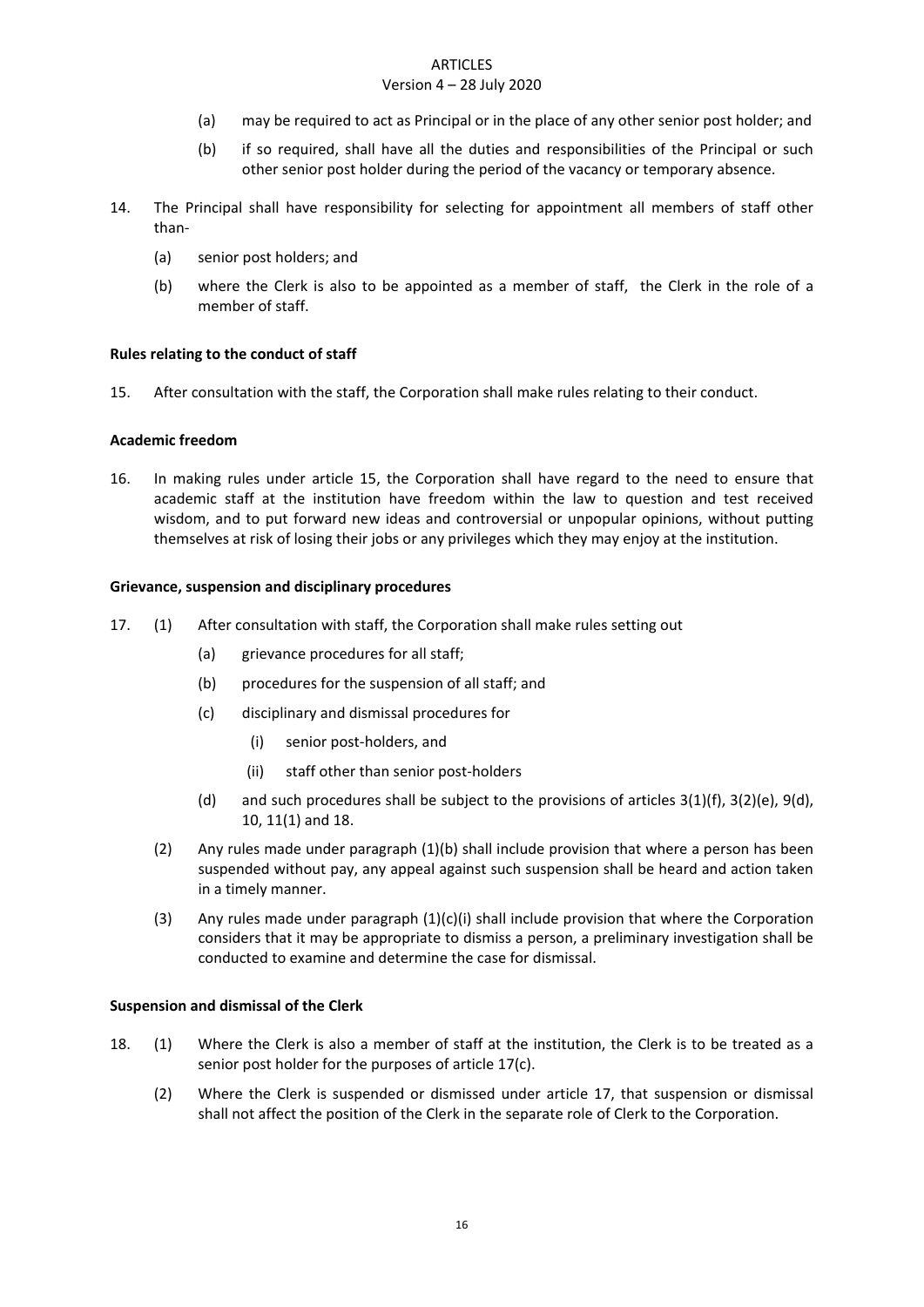(a) may be required to act as Principal or in the place of any other senior post holder; and

(b) if so required, shall have all the duties and responsibilities of the Principal or such other senior post holder during the period of the vacancy or temporary absence.

14. The Principal shall have responsibility for selecting for appointment all members of staff other than-

(a) senior post holders; and

(b) where the Clerk is also to be appointed as a member of staff, the Clerk in the role of a member of staff.

**Rules relating to the conduct of staff**

15. After consultation with the staff, the Corporation shall make rules relating to their conduct.

**Academic freedom**

16. In making rules under article 15, the Corporation shall have regard to the need to ensure that academic staff at the institution have freedom within the law to question and test received wisdom, and to put forward new ideas and controversial or unpopular opinions, without putting themselves at risk of losing their jobs or any privileges which they may enjoy at the institution.

**Grievance, suspension and disciplinary procedures**

17. (1) After consultation with staff, the Corporation shall make rules setting out

(a) grievance procedures for all staff;

(b) procedures for the suspension of all staff; and

(c) disciplinary and dismissal procedures for

(i) senior post-holders, and

(ii) staff other than senior post-holders

(d) and such procedures shall be subject to the provisions of articles 3(1)(f), 3(2)(e), 9(d), 10, 11(1) and 18.

(2) Any rules made under paragraph (1)(b) shall include provision that where a person has been suspended without pay, any appeal against such suspension shall be heard and action taken in a timely manner.

(3) Any rules made under paragraph (1)(c)(i) shall include provision that where the Corporation considers that it may be appropriate to dismiss a person, a preliminary investigation shall be conducted to examine and determine the case for dismissal.

**Suspension and dismissal of the Clerk**

18. (1) Where the Clerk is also a member of staff at the institution, the Clerk is to be treated as a senior post holder for the purposes of article 17(c).

(2) Where the Clerk is suspended or dismissed under article 17, that suspension or dismissal shall not affect the position of the Clerk in the separate role of Clerk to the Corporation.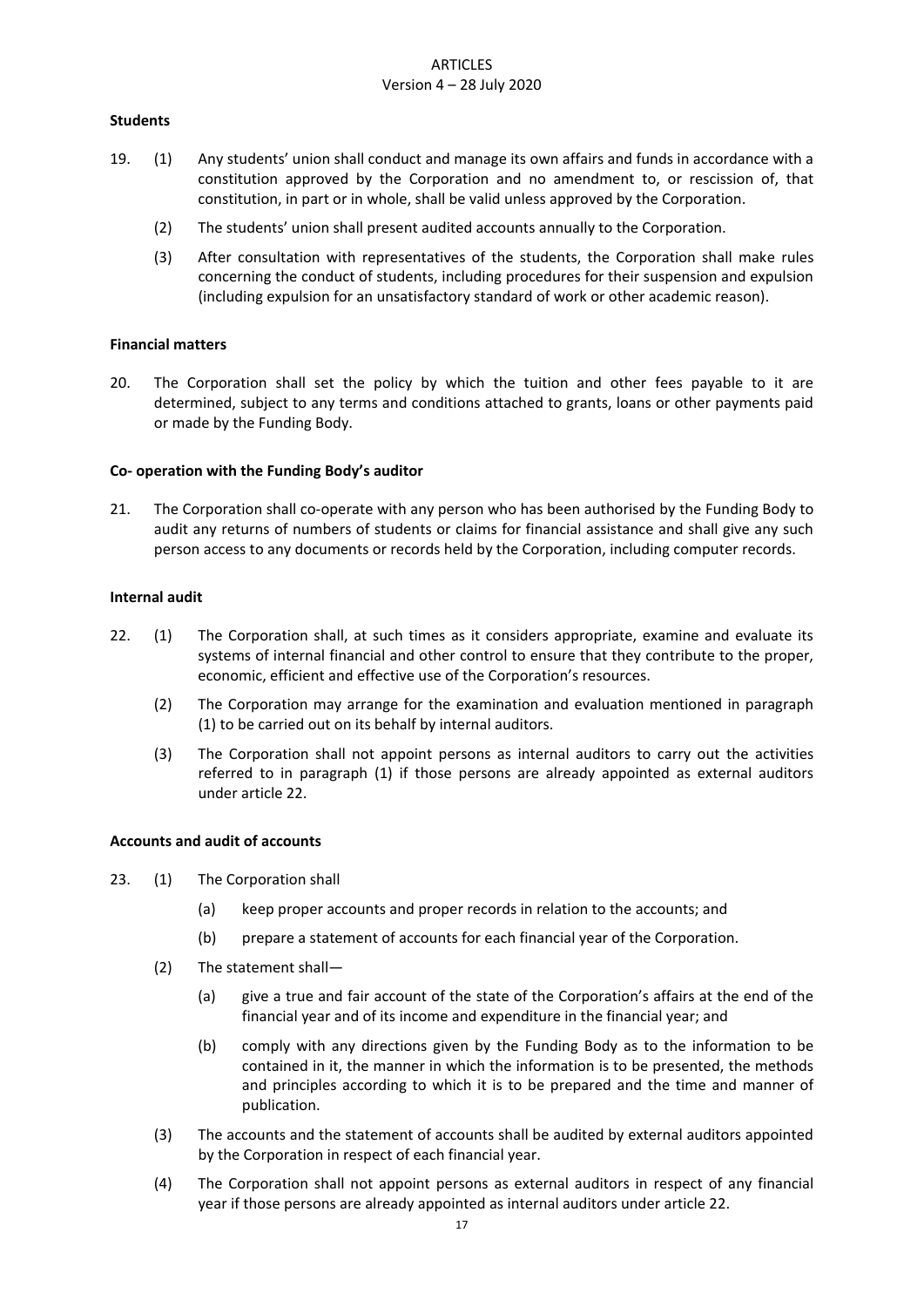**Students**

19. (1) Any students' union shall conduct and manage its own affairs and funds in accordance with a constitution approved by the Corporation and no amendment to, or rescission of, that constitution, in part or in whole, shall be valid unless approved by the Corporation.

    (2) The students' union shall present audited accounts annually to the Corporation.

    (3) After consultation with representatives of the students, the Corporation shall make rules concerning the conduct of students, including procedures for their suspension and expulsion (including expulsion for an unsatisfactory standard of work or other academic reason).

**Financial matters**

20. The Corporation shall set the policy by which the tuition and other fees payable to it are determined, subject to any terms and conditions attached to grants, loans or other payments paid or made by the Funding Body.

**Co- operation with the Funding Body's auditor**

21. The Corporation shall co-operate with any person who has been authorised by the Funding Body to audit any returns of numbers of students or claims for financial assistance and shall give any such person access to any documents or records held by the Corporation, including computer records.

**Internal audit**

22. (1) The Corporation shall, at such times as it considers appropriate, examine and evaluate its systems of internal financial and other control to ensure that they contribute to the proper, economic, efficient and effective use of the Corporation's resources.

    (2) The Corporation may arrange for the examination and evaluation mentioned in paragraph (1) to be carried out on its behalf by internal auditors.

    (3) The Corporation shall not appoint persons as internal auditors to carry out the activities referred to in paragraph (1) if those persons are already appointed as external auditors under article 22.

**Accounts and audit of accounts**

23. (1) The Corporation shall

    (a) keep proper accounts and proper records in relation to the accounts; and

    (b) prepare a statement of accounts for each financial year of the Corporation.

    (2) The statement shall—

    (a) give a true and fair account of the state of the Corporation's affairs at the end of the financial year and of its income and expenditure in the financial year; and

    (b) comply with any directions given by the Funding Body as to the information to be contained in it, the manner in which the information is to be presented, the methods and principles according to which it is to be prepared and the time and manner of publication.

    (3) The accounts and the statement of accounts shall be audited by external auditors appointed by the Corporation in respect of each financial year.

    (4) The Corporation shall not appoint persons as external auditors in respect of any financial year if those persons are already appointed as internal auditors under article 22.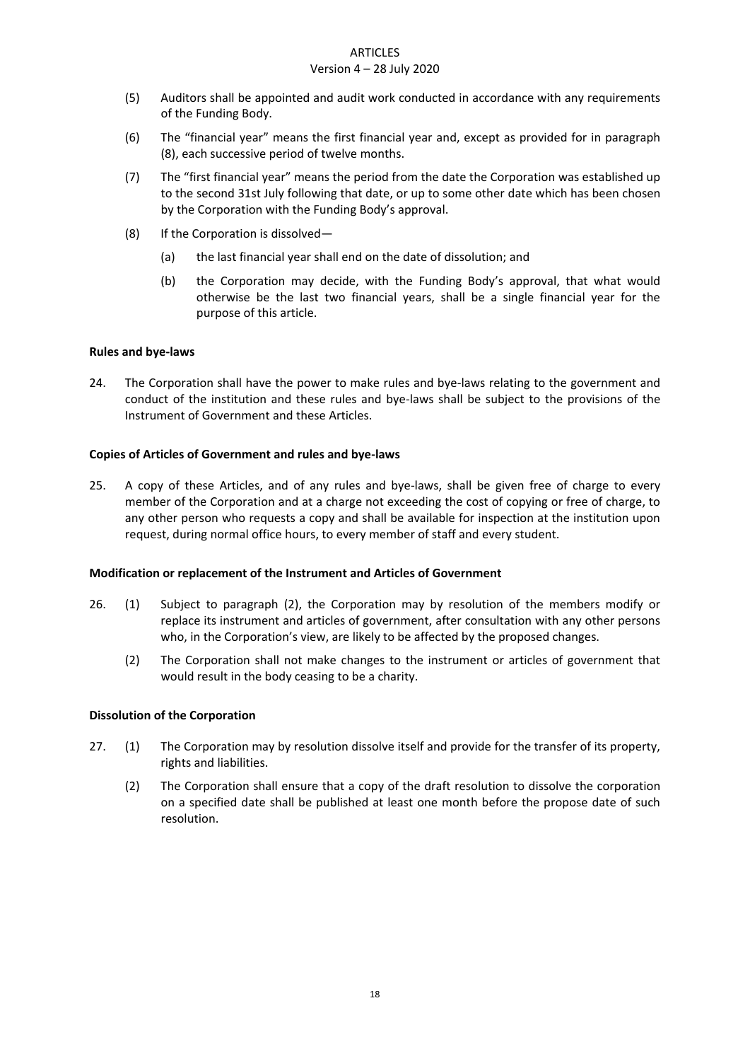(5) Auditors shall be appointed and audit work conducted in accordance with any requirements of the Funding Body.

(6) The "financial year" means the first financial year and, except as provided for in paragraph (8), each successive period of twelve months.

(7) The "first financial year" means the period from the date the Corporation was established up to the second 31st July following that date, or up to some other date which has been chosen by the Corporation with the Funding Body's approval.

(8) If the Corporation is dissolved—

(a) the last financial year shall end on the date of dissolution; and

(b) the Corporation may decide, with the Funding Body's approval, that what would otherwise be the last two financial years, shall be a single financial year for the purpose of this article.

**Rules and bye-laws**

24. The Corporation shall have the power to make rules and bye-laws relating to the government and conduct of the institution and these rules and bye-laws shall be subject to the provisions of the Instrument of Government and these Articles.

**Copies of Articles of Government and rules and bye-laws**

25. A copy of these Articles, and of any rules and bye-laws, shall be given free of charge to every member of the Corporation and at a charge not exceeding the cost of copying or free of charge, to any other person who requests a copy and shall be available for inspection at the institution upon request, during normal office hours, to every member of staff and every student.

**Modification or replacement of the Instrument and Articles of Government**

26. (1) Subject to paragraph (2), the Corporation may by resolution of the members modify or replace its instrument and articles of government, after consultation with any other persons who, in the Corporation's view, are likely to be affected by the proposed changes.

(2) The Corporation shall not make changes to the instrument or articles of government that would result in the body ceasing to be a charity.

**Dissolution of the Corporation**

27. (1) The Corporation may by resolution dissolve itself and provide for the transfer of its property, rights and liabilities.

(2) The Corporation shall ensure that a copy of the draft resolution to dissolve the corporation on a specified date shall be published at least one month before the propose date of such resolution.